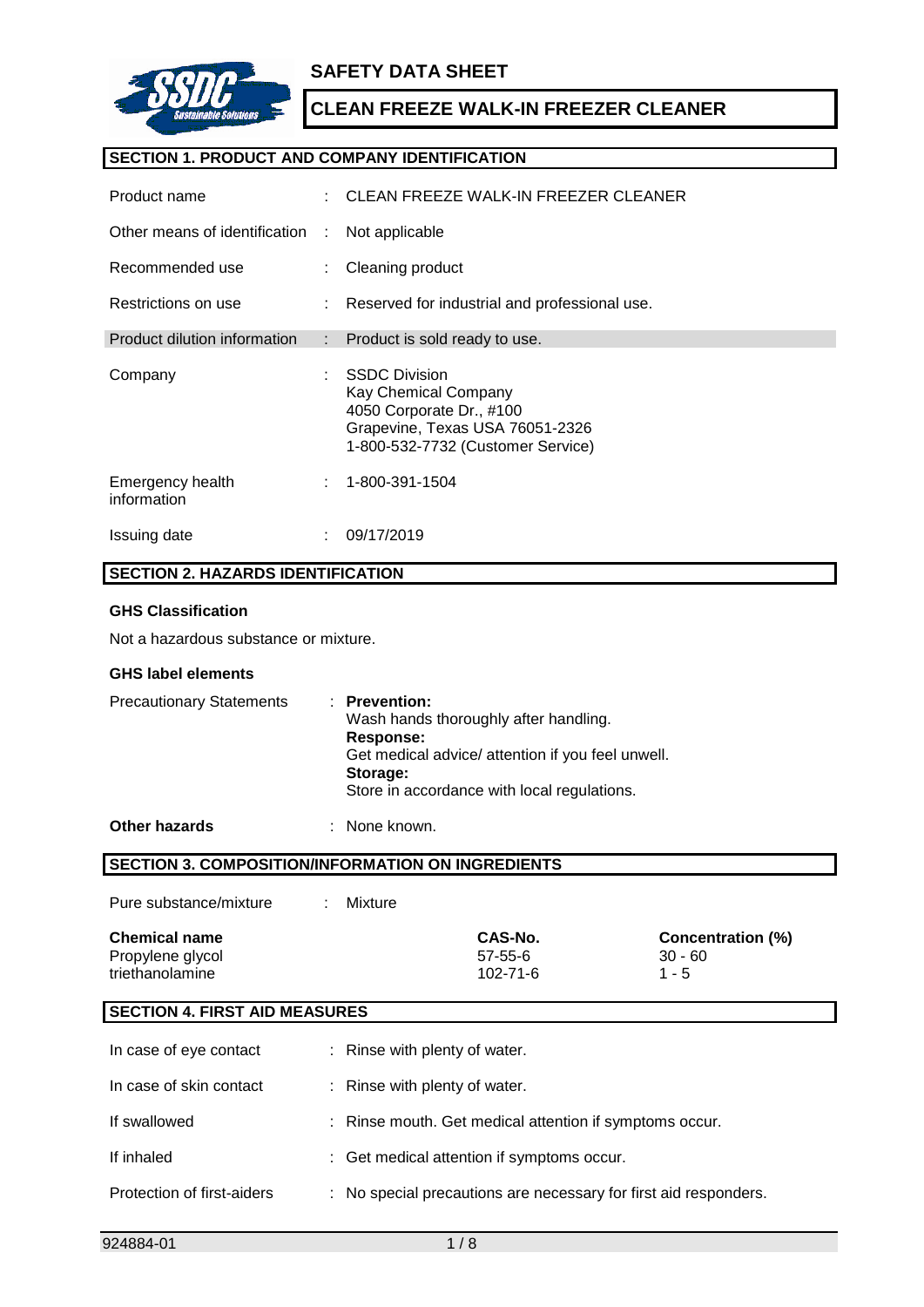# SAFETY DATA SHEET

## CLEAN FREEZE WALK-IN FREEZER CLEANER

## SECTION 1. PRODUCT AND COMPANY IDENTIFICATION

| | | |
|---|---|---|
| Product name | : | CLEAN FREEZE WALK-IN FREEZER CLEANER |
| Other means of identification | : | Not applicable |
| Recommended use | : | Cleaning product |
| Restrictions on use | : | Reserved for industrial and professional use. |
| Product dilution information | : | Product is sold ready to use. |
| Company | : | SSDC Division<br>Kay Chemical Company<br>4050 Corporate Dr., #100<br>Grapevine, Texas USA 76051-2326<br>1-800-532-7732 (Customer Service) |
| Emergency health information | : | 1-800-391-1504 |
| Issuing date | : | 09/17/2019 |

## SECTION 2. HAZARDS IDENTIFICATION

**GHS Classification**

Not a hazardous substance or mixture.

**GHS label elements**

Precautionary Statements : **Prevention:**
Wash hands thoroughly after handling.
**Response:**
Get medical advice/ attention if you feel unwell.
**Storage:**
Store in accordance with local regulations.

**Other hazards** : None known.

## SECTION 3. COMPOSITION/INFORMATION ON INGREDIENTS

Pure substance/mixture : Mixture

| Chemical name | CAS-No. | Concentration (%) |
|---|---|---|
| Propylene glycol | 57-55-6 | 30 - 60 |
| triethanolamine | 102-71-6 | 1 - 5 |

## SECTION 4. FIRST AID MEASURES

| | | |
|---|---|---|
| In case of eye contact | : | Rinse with plenty of water. |
| In case of skin contact | : | Rinse with plenty of water. |
| If swallowed | : | Rinse mouth. Get medical attention if symptoms occur. |
| If inhaled | : | Get medical attention if symptoms occur. |
| Protection of first-aiders | : | No special precautions are necessary for first aid responders. |

924884-01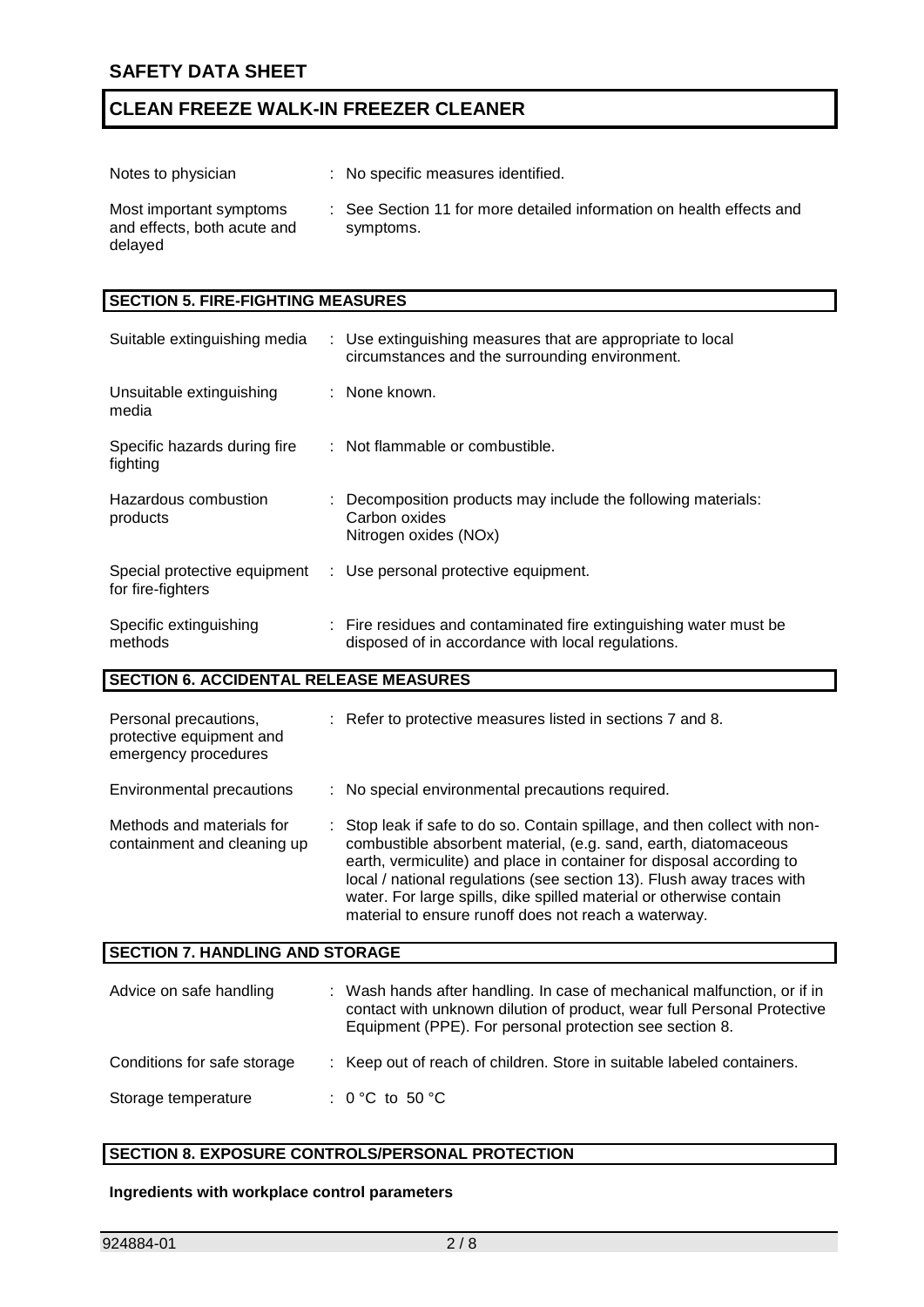| | |
|---|---|
| Notes to physician | : No specific measures identified. |
| Most important symptoms and effects, both acute and delayed | : See Section 11 for more detailed information on health effects and symptoms. |

## SECTION 5. FIRE-FIGHTING MEASURES

| | |
|---|---|
| Suitable extinguishing media | : Use extinguishing measures that are appropriate to local circumstances and the surrounding environment. |
| Unsuitable extinguishing media | : None known. |
| Specific hazards during fire fighting | : Not flammable or combustible. |
| Hazardous combustion products | : Decomposition products may include the following materials: Carbon oxides Nitrogen oxides (NOx) |
| Special protective equipment for fire-fighters | : Use personal protective equipment. |
| Specific extinguishing methods | : Fire residues and contaminated fire extinguishing water must be disposed of in accordance with local regulations. |

## SECTION 6. ACCIDENTAL RELEASE MEASURES

| | |
|---|---|
| Personal precautions, protective equipment and emergency procedures | : Refer to protective measures listed in sections 7 and 8. |
| Environmental precautions | : No special environmental precautions required. |
| Methods and materials for containment and cleaning up | : Stop leak if safe to do so. Contain spillage, and then collect with non-combustible absorbent material, (e.g. sand, earth, diatomaceous earth, vermiculite) and place in container for disposal according to local / national regulations (see section 13). Flush away traces with water. For large spills, dike spilled material or otherwise contain material to ensure runoff does not reach a waterway. |

## SECTION 7. HANDLING AND STORAGE

| | |
|---|---|
| Advice on safe handling | : Wash hands after handling. In case of mechanical malfunction, or if in contact with unknown dilution of product, wear full Personal Protective Equipment (PPE). For personal protection see section 8. |
| Conditions for safe storage | : Keep out of reach of children. Store in suitable labeled containers. |
| Storage temperature | : 0 °C to 50 °C |

## SECTION 8. EXPOSURE CONTROLS/PERSONAL PROTECTION

**Ingredients with workplace control parameters**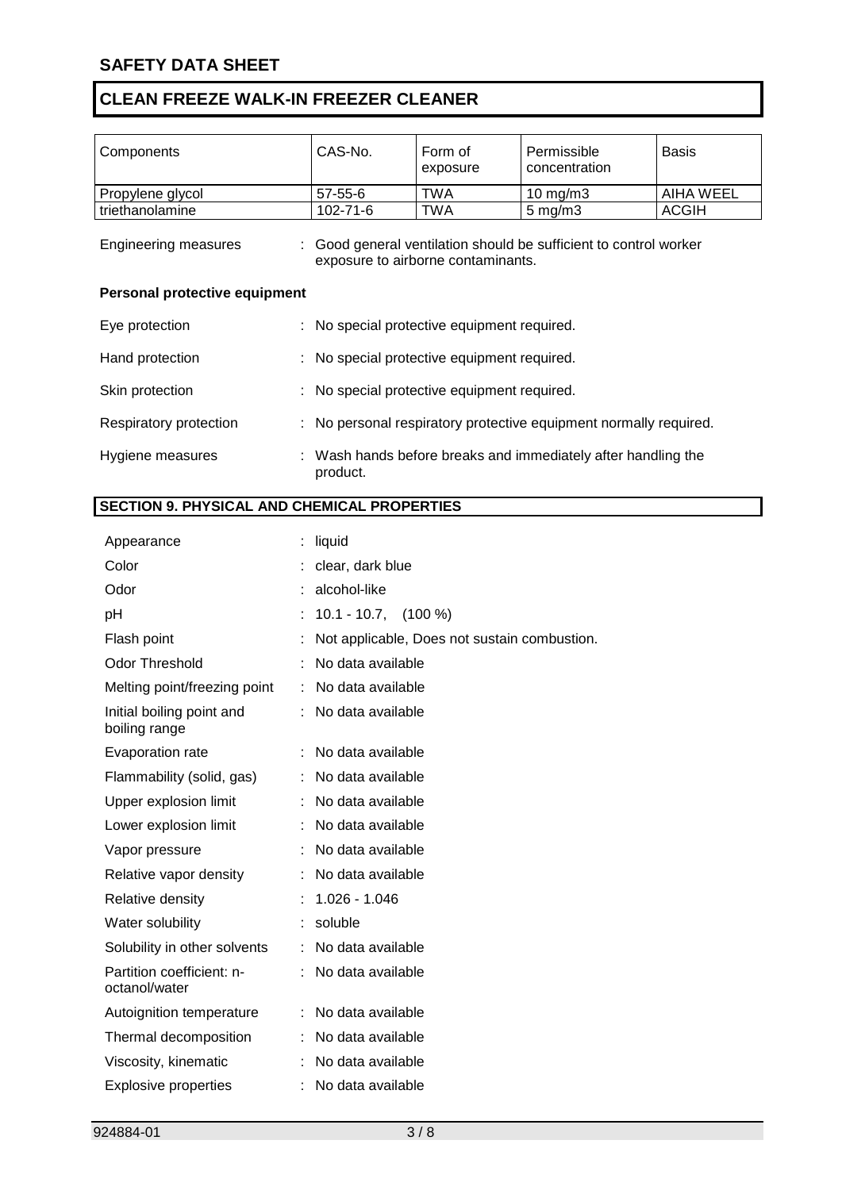| Components | CAS-No. | Form of exposure | Permissible concentration | Basis |
|---|---|---|---|---|
| Propylene glycol | 57-55-6 | TWA | 10 mg/m3 | AIHA WEEL |
| triethanolamine | 102-71-6 | TWA | 5 mg/m3 | ACGIH |

Engineering measures : Good general ventilation should be sufficient to control worker exposure to airborne contaminants.

**Personal protective equipment**

Eye protection : No special protective equipment required.

Hand protection : No special protective equipment required.

Skin protection : No special protective equipment required.

Respiratory protection : No personal respiratory protective equipment normally required.

Hygiene measures : Wash hands before breaks and immediately after handling the product.

## SECTION 9. PHYSICAL AND CHEMICAL PROPERTIES

| | |
|---|---|
| Appearance | : liquid |
| Color | : clear, dark blue |
| Odor | : alcohol-like |
| pH | : 10.1 - 10.7, (100 %) |
| Flash point | : Not applicable, Does not sustain combustion. |
| Odor Threshold | : No data available |
| Melting point/freezing point | : No data available |
| Initial boiling point and boiling range | : No data available |
| Evaporation rate | : No data available |
| Flammability (solid, gas) | : No data available |
| Upper explosion limit | : No data available |
| Lower explosion limit | : No data available |
| Vapor pressure | : No data available |
| Relative vapor density | : No data available |
| Relative density | : 1.026 - 1.046 |
| Water solubility | : soluble |
| Solubility in other solvents | : No data available |
| Partition coefficient: n-octanol/water | : No data available |
| Autoignition temperature | : No data available |
| Thermal decomposition | : No data available |
| Viscosity, kinematic | : No data available |
| Explosive properties | : No data available |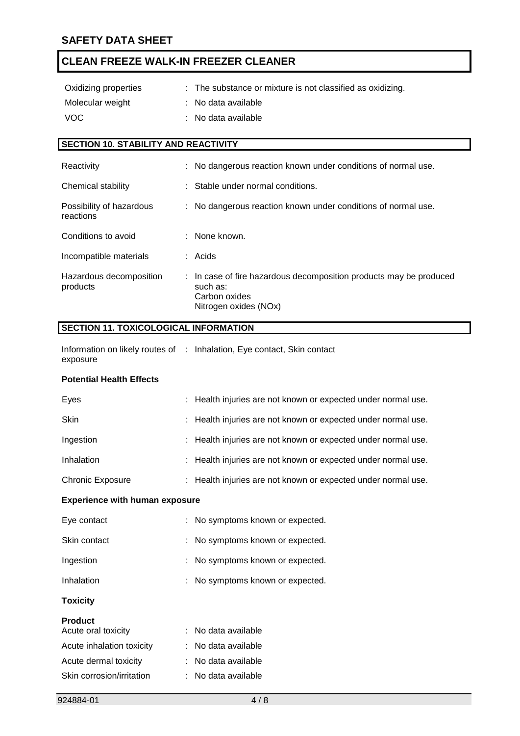| | |
|---|---|
| Oxidizing properties | : The substance or mixture is not classified as oxidizing. |
| Molecular weight | : No data available |
| VOC | : No data available |

## SECTION 10. STABILITY AND REACTIVITY

| | |
|---|---|
| Reactivity | : No dangerous reaction known under conditions of normal use. |
| Chemical stability | : Stable under normal conditions. |
| Possibility of hazardous reactions | : No dangerous reaction known under conditions of normal use. |
| Conditions to avoid | : None known. |
| Incompatible materials | : Acids |
| Hazardous decomposition products | : In case of fire hazardous decomposition products may be produced such as:<br>Carbon oxides<br>Nitrogen oxides (NOx) |

## SECTION 11. TOXICOLOGICAL INFORMATION

| | |
|---|---|
| Information on likely routes of exposure | : Inhalation, Eye contact, Skin contact |

**Potential Health Effects**

| | |
|---|---|
| Eyes | : Health injuries are not known or expected under normal use. |
| Skin | : Health injuries are not known or expected under normal use. |
| Ingestion | : Health injuries are not known or expected under normal use. |
| Inhalation | : Health injuries are not known or expected under normal use. |
| Chronic Exposure | : Health injuries are not known or expected under normal use. |

**Experience with human exposure**

| | |
|---|---|
| Eye contact | : No symptoms known or expected. |
| Skin contact | : No symptoms known or expected. |
| Ingestion | : No symptoms known or expected. |
| Inhalation | : No symptoms known or expected. |

**Toxicity**

**Product**

| | |
|---|---|
| Acute oral toxicity | : No data available |
| Acute inhalation toxicity | : No data available |
| Acute dermal toxicity | : No data available |
| Skin corrosion/irritation | : No data available |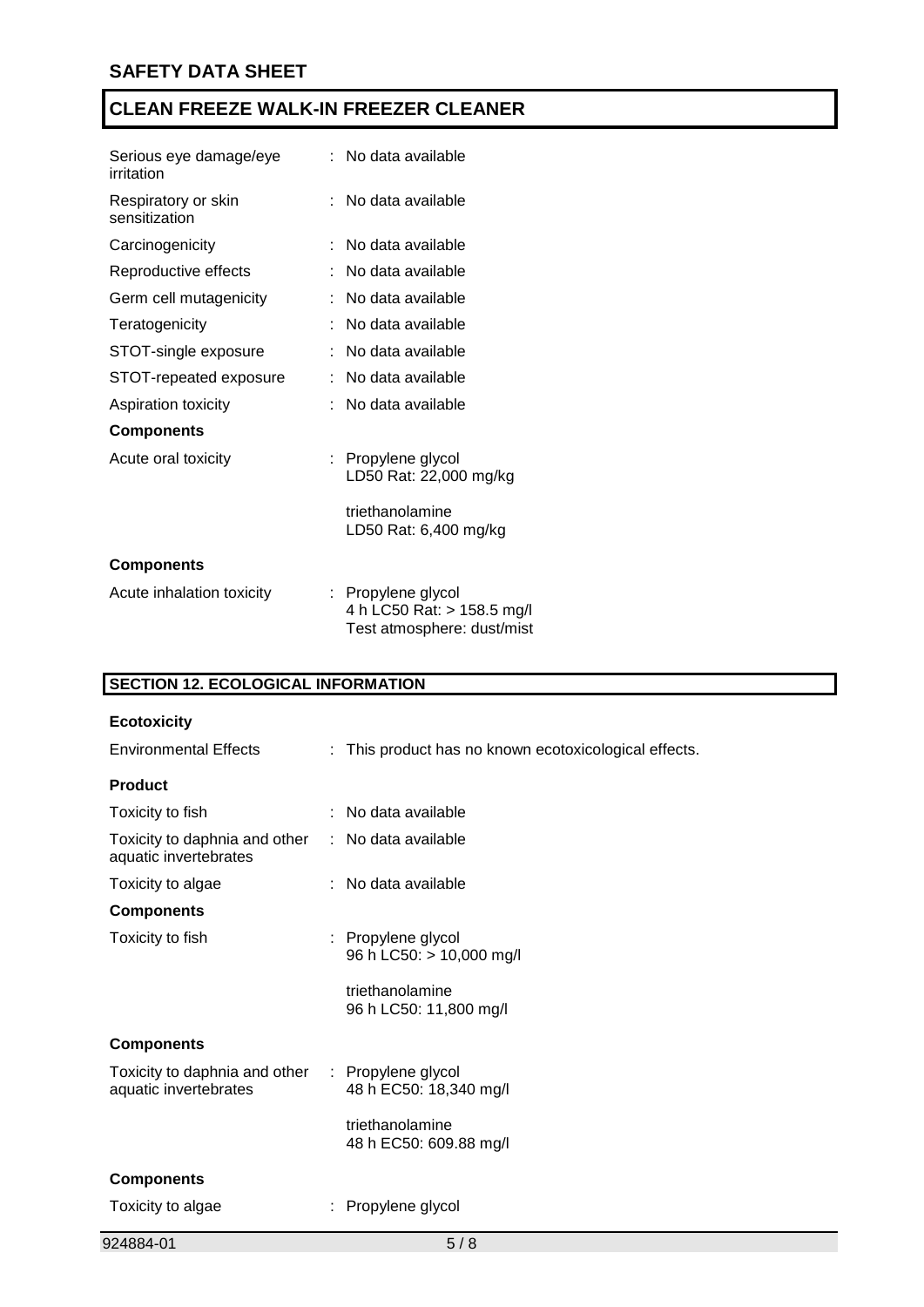| | | |
|---|---|---|
| Serious eye damage/eye irritation | : | No data available |
| Respiratory or skin sensitization | : | No data available |
| Carcinogenicity | : | No data available |
| Reproductive effects | : | No data available |
| Germ cell mutagenicity | : | No data available |
| Teratogenicity | : | No data available |
| STOT-single exposure | : | No data available |
| STOT-repeated exposure | : | No data available |
| Aspiration toxicity | : | No data available |

**Components**

| | | |
|---|---|---|
| Acute oral toxicity | : | Propylene glycol<br>LD50 Rat: 22,000 mg/kg<br><br>triethanolamine<br>LD50 Rat: 6,400 mg/kg |

**Components**

| | | |
|---|---|---|
| Acute inhalation toxicity | : | Propylene glycol<br>4 h LC50 Rat: > 158.5 mg/l<br>Test atmosphere: dust/mist |

## SECTION 12. ECOLOGICAL INFORMATION

**Ecotoxicity**

| | | |
|---|---|---|
| Environmental Effects | : | This product has no known ecotoxicological effects. |

**Product**

| | | |
|---|---|---|
| Toxicity to fish | : | No data available |
| Toxicity to daphnia and other aquatic invertebrates | : | No data available |
| Toxicity to algae | : | No data available |

**Components**

| | | |
|---|---|---|
| Toxicity to fish | : | Propylene glycol<br>96 h LC50: > 10,000 mg/l<br><br>triethanolamine<br>96 h LC50: 11,800 mg/l |

**Components**

| | | |
|---|---|---|
| Toxicity to daphnia and other aquatic invertebrates | : | Propylene glycol<br>48 h EC50: 18,340 mg/l<br><br>triethanolamine<br>48 h EC50: 609.88 mg/l |

**Components**

| | | |
|---|---|---|
| Toxicity to algae | : | Propylene glycol |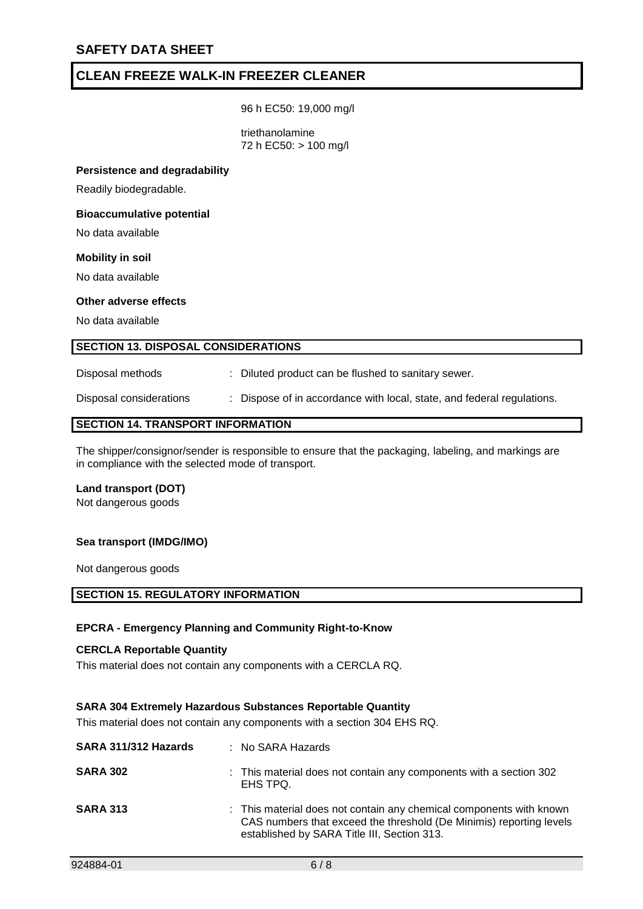96 h EC50: 19,000 mg/l

triethanolamine
72 h EC50: > 100 mg/l

**Persistence and degradability**

Readily biodegradable.

**Bioaccumulative potential**

No data available

**Mobility in soil**

No data available

**Other adverse effects**

No data available

## SECTION 13. DISPOSAL CONSIDERATIONS

Disposal methods : Diluted product can be flushed to sanitary sewer.

Disposal considerations : Dispose of in accordance with local, state, and federal regulations.

## SECTION 14. TRANSPORT INFORMATION

The shipper/consignor/sender is responsible to ensure that the packaging, labeling, and markings are in compliance with the selected mode of transport.

**Land transport (DOT)**
Not dangerous goods

**Sea transport (IMDG/IMO)**

Not dangerous goods

## SECTION 15. REGULATORY INFORMATION

**EPCRA - Emergency Planning and Community Right-to-Know**

**CERCLA Reportable Quantity**

This material does not contain any components with a CERCLA RQ.

**SARA 304 Extremely Hazardous Substances Reportable Quantity**

This material does not contain any components with a section 304 EHS RQ.

**SARA 311/312 Hazards** : No SARA Hazards

**SARA 302** : This material does not contain any components with a section 302 EHS TPQ.

**SARA 313** : This material does not contain any chemical components with known CAS numbers that exceed the threshold (De Minimis) reporting levels established by SARA Title III, Section 313.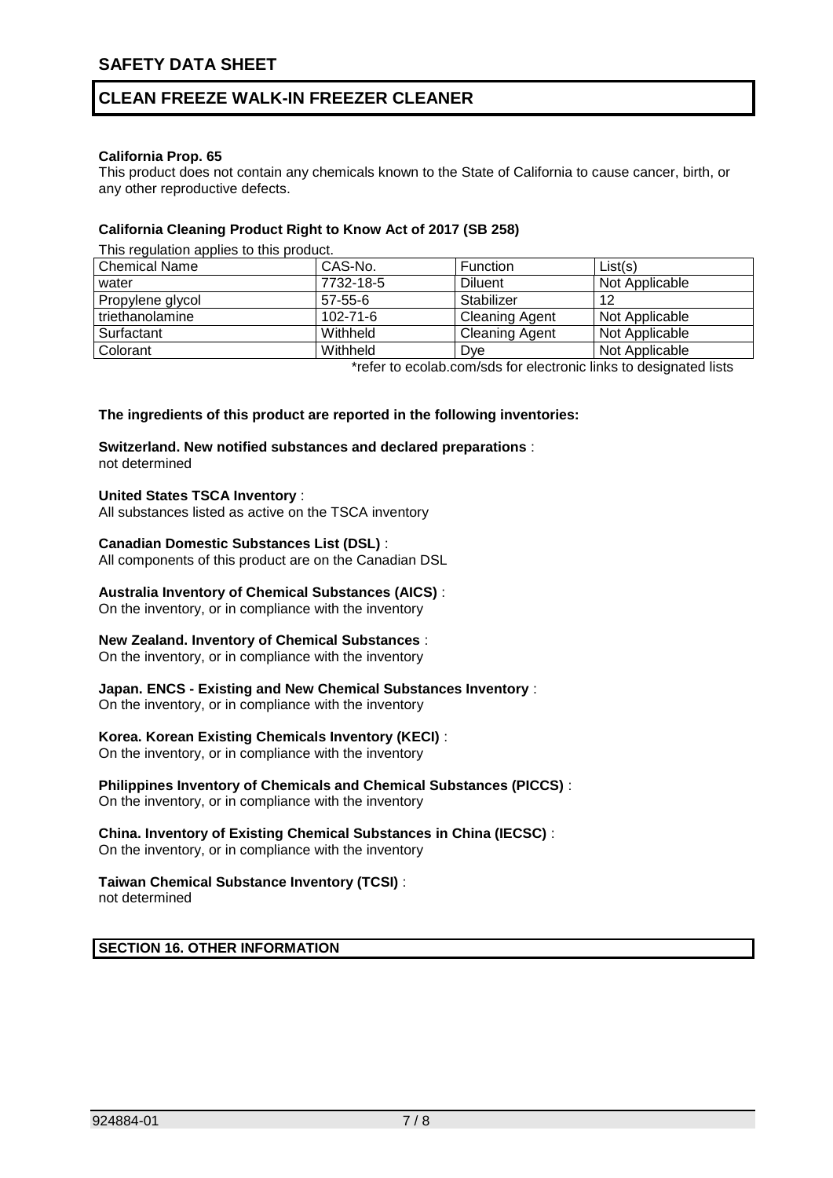**California Prop. 65**

This product does not contain any chemicals known to the State of California to cause cancer, birth, or any other reproductive defects.

**California Cleaning Product Right to Know Act of 2017 (SB 258)**

This regulation applies to this product.

| Chemical Name | CAS-No. | Function | List(s) |
|---|---|---|---|
| water | 7732-18-5 | Diluent | Not Applicable |
| Propylene glycol | 57-55-6 | Stabilizer | 12 |
| triethanolamine | 102-71-6 | Cleaning Agent | Not Applicable |
| Surfactant | Withheld | Cleaning Agent | Not Applicable |
| Colorant | Withheld | Dye | Not Applicable |

*refer to ecolab.com/sds for electronic links to designated lists

**The ingredients of this product are reported in the following inventories:**

**Switzerland. New notified substances and declared preparations** :
not determined

**United States TSCA Inventory** :
All substances listed as active on the TSCA inventory

**Canadian Domestic Substances List (DSL)** :
All components of this product are on the Canadian DSL

**Australia Inventory of Chemical Substances (AICS)** :
On the inventory, or in compliance with the inventory

**New Zealand. Inventory of Chemical Substances** :
On the inventory, or in compliance with the inventory

**Japan. ENCS - Existing and New Chemical Substances Inventory** :
On the inventory, or in compliance with the inventory

**Korea. Korean Existing Chemicals Inventory (KECI)** :
On the inventory, or in compliance with the inventory

**Philippines Inventory of Chemicals and Chemical Substances (PICCS)** :
On the inventory, or in compliance with the inventory

**China. Inventory of Existing Chemical Substances in China (IECSC)** :
On the inventory, or in compliance with the inventory

**Taiwan Chemical Substance Inventory (TCSI)** :
not determined

## SECTION 16. OTHER INFORMATION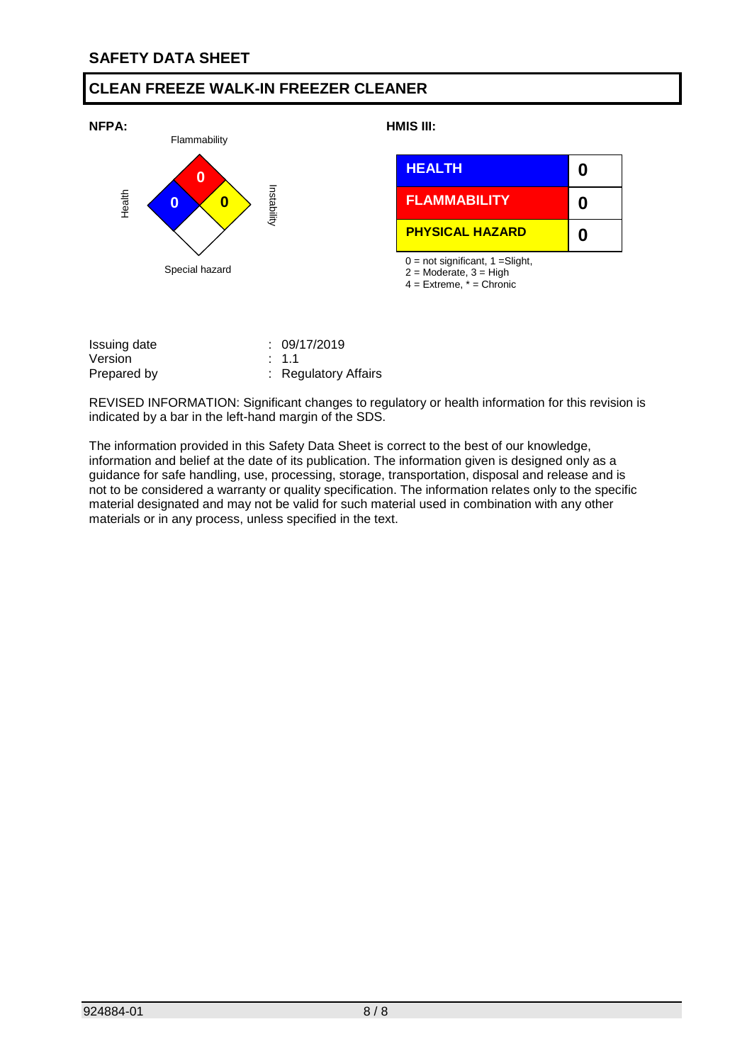**SAFETY DATA SHEET**

## CLEAN FREEZE WALK-IN FREEZER CLEANER

**NFPA:**

Flammability: 0
Health: 0
Instability: 0
Special hazard

**HMIS III:**

| | |
|---|---|
| HEALTH | 0 |
| FLAMMABILITY | 0 |
| PHYSICAL HAZARD | 0 |

0 = not significant, 1 =Slight,
2 = Moderate, 3 = High
4 = Extreme, * = Chronic

| | |
|---|---|
| Issuing date | : 09/17/2019 |
| Version | : 1.1 |
| Prepared by | : Regulatory Affairs |

REVISED INFORMATION: Significant changes to regulatory or health information for this revision is indicated by a bar in the left-hand margin of the SDS.

The information provided in this Safety Data Sheet is correct to the best of our knowledge, information and belief at the date of its publication. The information given is designed only as a guidance for safe handling, use, processing, storage, transportation, disposal and release and is not to be considered a warranty or quality specification. The information relates only to the specific material designated and may not be valid for such material used in combination with any other materials or in any process, unless specified in the text.

924884-01